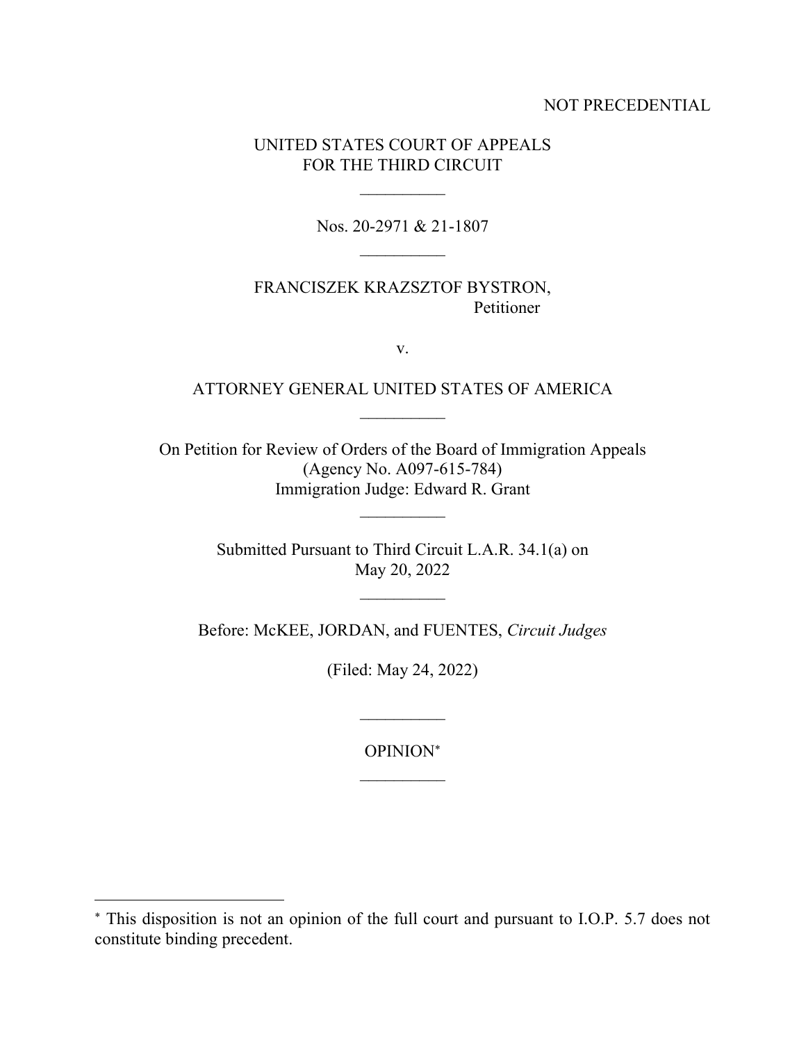NOT PRECEDENTIAL

UNITED STATES COURT OF APPEALS
FOR THE THIRD CIRCUIT

\_\_\_\_\_\_\_\_\_\_

Nos. 20-2971 & 21-1807

\_\_\_\_\_\_\_\_\_\_

FRANCISZEK KRAZSZTOF BYSTRON,
Petitioner

v.

ATTORNEY GENERAL UNITED STATES OF AMERICA

\_\_\_\_\_\_\_\_\_\_

On Petition for Review of Orders of the Board of Immigration Appeals
(Agency No. A097-615-784)
Immigration Judge: Edward R. Grant

\_\_\_\_\_\_\_\_\_\_

Submitted Pursuant to Third Circuit L.A.R. 34.1(a) on
May 20, 2022

\_\_\_\_\_\_\_\_\_\_

Before: McKEE, JORDAN, and FUENTES, *Circuit Judges*

(Filed: May 24, 2022)

\_\_\_\_\_\_\_\_\_\_

OPINION[*]

\_\_\_\_\_\_\_\_\_\_

[*] This disposition is not an opinion of the full court and pursuant to I.O.P. 5.7 does not constitute binding precedent.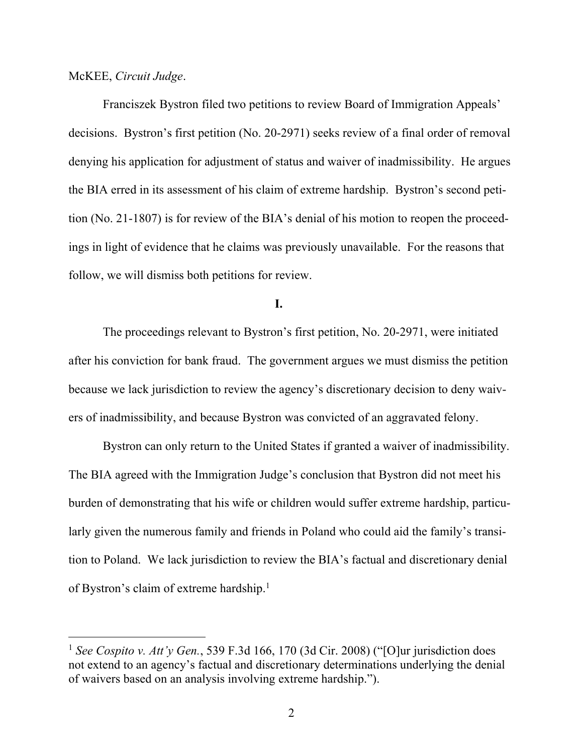McKEE, *Circuit Judge*.

Franciszek Bystron filed two petitions to review Board of Immigration Appeals' decisions. Bystron's first petition (No. 20-2971) seeks review of a final order of removal denying his application for adjustment of status and waiver of inadmissibility. He argues the BIA erred in its assessment of his claim of extreme hardship. Bystron's second petition (No. 21-1807) is for review of the BIA's denial of his motion to reopen the proceedings in light of evidence that he claims was previously unavailable. For the reasons that follow, we will dismiss both petitions for review.

**I.**

The proceedings relevant to Bystron's first petition, No. 20-2971, were initiated after his conviction for bank fraud. The government argues we must dismiss the petition because we lack jurisdiction to review the agency's discretionary decision to deny waivers of inadmissibility, and because Bystron was convicted of an aggravated felony.

Bystron can only return to the United States if granted a waiver of inadmissibility. The BIA agreed with the Immigration Judge's conclusion that Bystron did not meet his burden of demonstrating that his wife or children would suffer extreme hardship, particularly given the numerous family and friends in Poland who could aid the family's transition to Poland. We lack jurisdiction to review the BIA's factual and discretionary denial of Bystron's claim of extreme hardship.[1]

[1] *See Cospito v. Att'y Gen.*, 539 F.3d 166, 170 (3d Cir. 2008) ("[O]ur jurisdiction does not extend to an agency's factual and discretionary determinations underlying the denial of waivers based on an analysis involving extreme hardship.").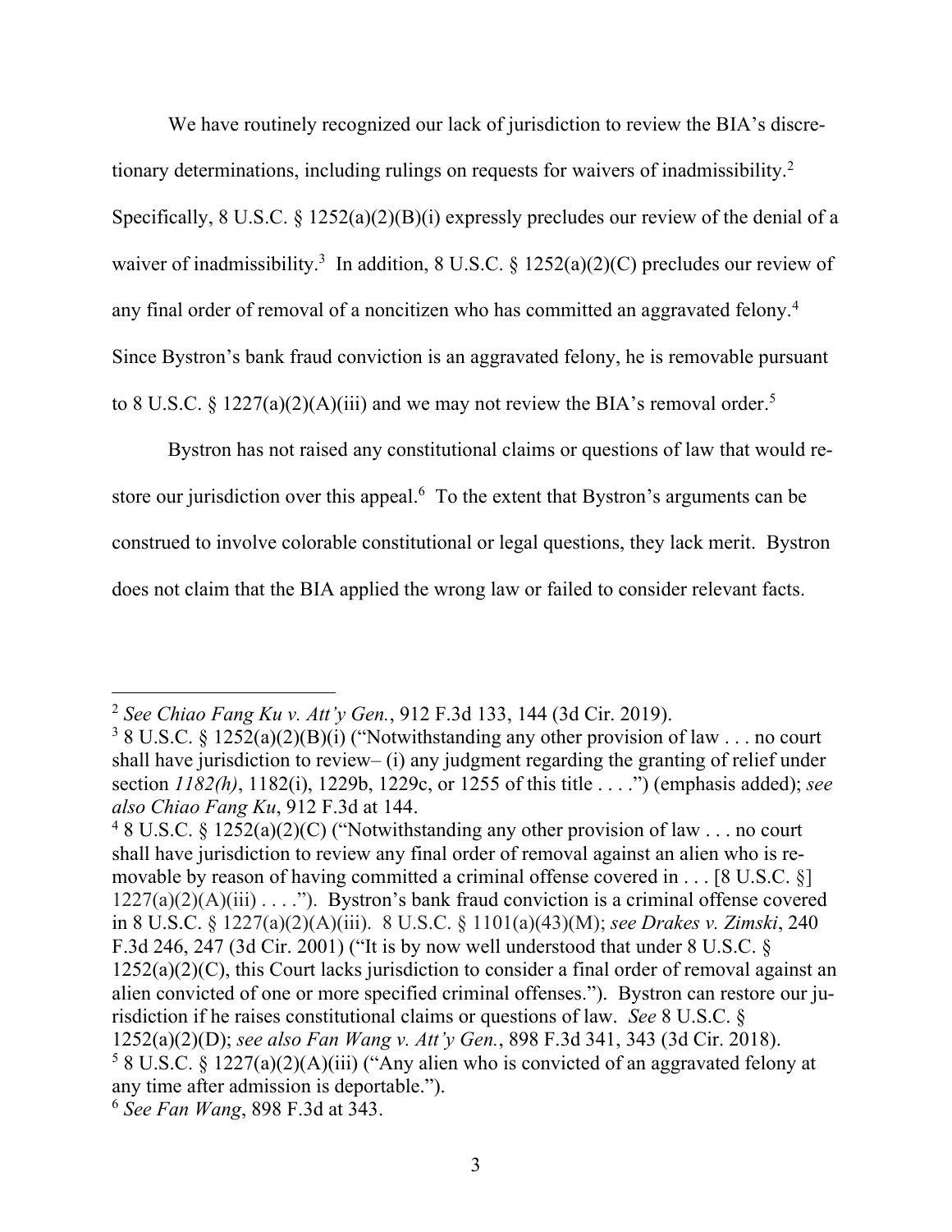We have routinely recognized our lack of jurisdiction to review the BIA's discretionary determinations, including rulings on requests for waivers of inadmissibility.[2] Specifically, 8 U.S.C. § 1252(a)(2)(B)(i) expressly precludes our review of the denial of a waiver of inadmissibility.[3] In addition, 8 U.S.C. § 1252(a)(2)(C) precludes our review of any final order of removal of a noncitizen who has committed an aggravated felony.[4] Since Bystron's bank fraud conviction is an aggravated felony, he is removable pursuant to 8 U.S.C. § 1227(a)(2)(A)(iii) and we may not review the BIA's removal order.[5]

Bystron has not raised any constitutional claims or questions of law that would restore our jurisdiction over this appeal.[6] To the extent that Bystron's arguments can be construed to involve colorable constitutional or legal questions, they lack merit. Bystron does not claim that the BIA applied the wrong law or failed to consider relevant facts.

---

[2] *See Chiao Fang Ku v. Att'y Gen.*, 912 F.3d 133, 144 (3d Cir. 2019).

[3] 8 U.S.C. § 1252(a)(2)(B)(i) ("Notwithstanding any other provision of law . . . no court shall have jurisdiction to review– (i) any judgment regarding the granting of relief under section *1182(h)*, 1182(i), 1229b, 1229c, or 1255 of this title . . . .") (emphasis added); *see also Chiao Fang Ku*, 912 F.3d at 144.

[4] 8 U.S.C. § 1252(a)(2)(C) ("Notwithstanding any other provision of law . . . no court shall have jurisdiction to review any final order of removal against an alien who is removable by reason of having committed a criminal offense covered in . . . [8 U.S.C. §] 1227(a)(2)(A)(iii) . . . ."). Bystron's bank fraud conviction is a criminal offense covered in 8 U.S.C. § 1227(a)(2)(A)(iii). 8 U.S.C. § 1101(a)(43)(M); *see Drakes v. Zimski*, 240 F.3d 246, 247 (3d Cir. 2001) ("It is by now well understood that under 8 U.S.C. § 1252(a)(2)(C), this Court lacks jurisdiction to consider a final order of removal against an alien convicted of one or more specified criminal offenses."). Bystron can restore our jurisdiction if he raises constitutional claims or questions of law. *See* 8 U.S.C. § 1252(a)(2)(D); *see also Fan Wang v. Att'y Gen.*, 898 F.3d 341, 343 (3d Cir. 2018).

[5] 8 U.S.C. § 1227(a)(2)(A)(iii) ("Any alien who is convicted of an aggravated felony at any time after admission is deportable.").

[6] *See Fan Wang*, 898 F.3d at 343.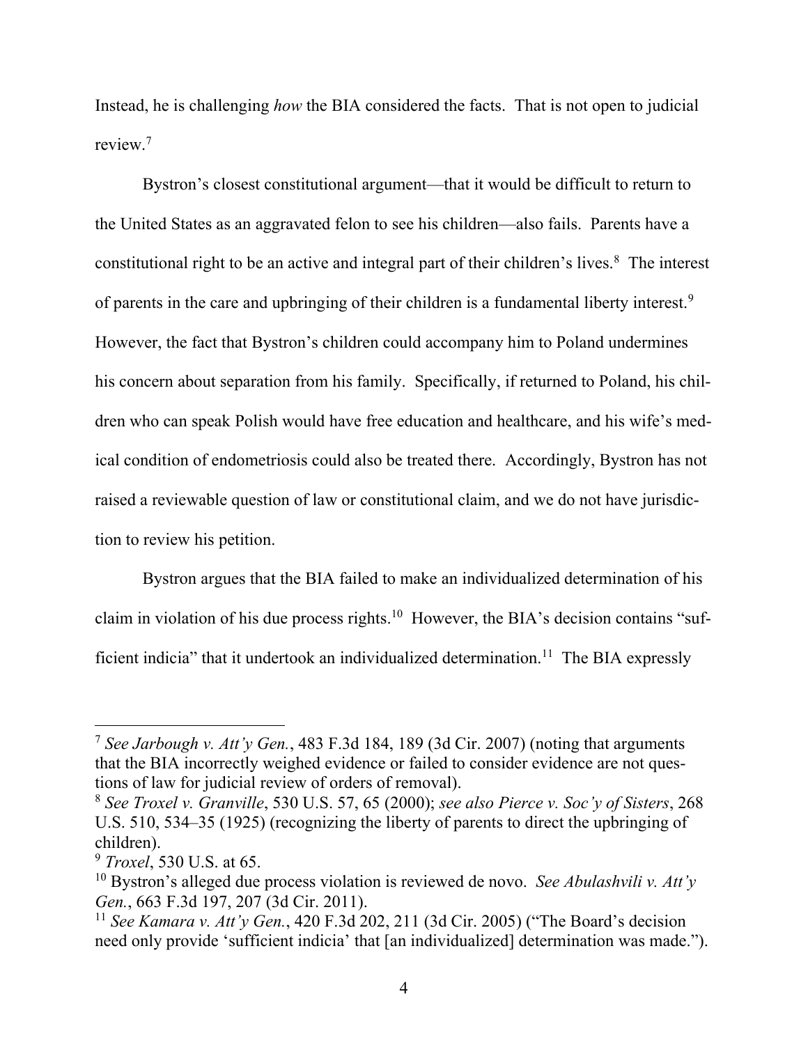Instead, he is challenging *how* the BIA considered the facts. That is not open to judicial review.[7]

Bystron's closest constitutional argument—that it would be difficult to return to the United States as an aggravated felon to see his children—also fails. Parents have a constitutional right to be an active and integral part of their children's lives.[8] The interest of parents in the care and upbringing of their children is a fundamental liberty interest.[9] However, the fact that Bystron's children could accompany him to Poland undermines his concern about separation from his family. Specifically, if returned to Poland, his children who can speak Polish would have free education and healthcare, and his wife's medical condition of endometriosis could also be treated there. Accordingly, Bystron has not raised a reviewable question of law or constitutional claim, and we do not have jurisdiction to review his petition.

Bystron argues that the BIA failed to make an individualized determination of his claim in violation of his due process rights.[10] However, the BIA's decision contains "sufficient indicia" that it undertook an individualized determination.[11] The BIA expressly

---

[7] *See Jarbough v. Att'y Gen.*, 483 F.3d 184, 189 (3d Cir. 2007) (noting that arguments that the BIA incorrectly weighed evidence or failed to consider evidence are not questions of law for judicial review of orders of removal).

[8] *See Troxel v. Granville*, 530 U.S. 57, 65 (2000); *see also Pierce v. Soc'y of Sisters*, 268 U.S. 510, 534–35 (1925) (recognizing the liberty of parents to direct the upbringing of children).

[9] *Troxel*, 530 U.S. at 65.

[10] Bystron's alleged due process violation is reviewed de novo. *See Abulashvili v. Att'y Gen.*, 663 F.3d 197, 207 (3d Cir. 2011).

[11] *See Kamara v. Att'y Gen.*, 420 F.3d 202, 211 (3d Cir. 2005) ("The Board's decision need only provide 'sufficient indicia' that [an individualized] determination was made.").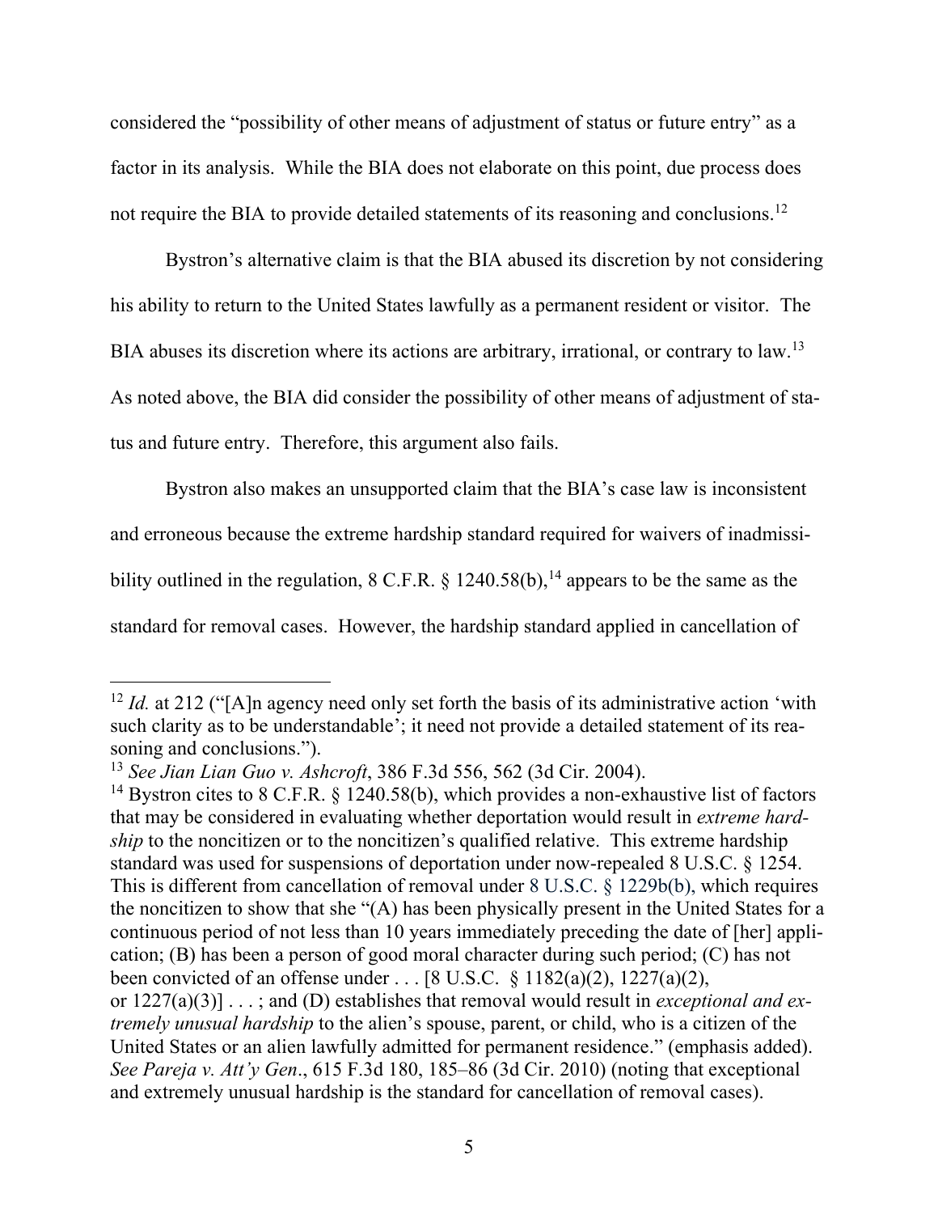considered the "possibility of other means of adjustment of status or future entry" as a factor in its analysis. While the BIA does not elaborate on this point, due process does not require the BIA to provide detailed statements of its reasoning and conclusions.[12]

Bystron's alternative claim is that the BIA abused its discretion by not considering his ability to return to the United States lawfully as a permanent resident or visitor. The BIA abuses its discretion where its actions are arbitrary, irrational, or contrary to law.[13] As noted above, the BIA did consider the possibility of other means of adjustment of status and future entry. Therefore, this argument also fails.

Bystron also makes an unsupported claim that the BIA's case law is inconsistent and erroneous because the extreme hardship standard required for waivers of inadmissibility outlined in the regulation, 8 C.F.R. § 1240.58(b),[14] appears to be the same as the standard for removal cases. However, the hardship standard applied in cancellation of

---

[12] *Id.* at 212 ("[A]n agency need only set forth the basis of its administrative action 'with such clarity as to be understandable'; it need not provide a detailed statement of its reasoning and conclusions.").

[13] *See Jian Lian Guo v. Ashcroft*, 386 F.3d 556, 562 (3d Cir. 2004).

[14] Bystron cites to 8 C.F.R. § 1240.58(b), which provides a non-exhaustive list of factors that may be considered in evaluating whether deportation would result in *extreme hardship* to the noncitizen or to the noncitizen's qualified relative. This extreme hardship standard was used for suspensions of deportation under now-repealed 8 U.S.C. § 1254. This is different from cancellation of removal under 8 U.S.C. § 1229b(b), which requires the noncitizen to show that she "(A) has been physically present in the United States for a continuous period of not less than 10 years immediately preceding the date of [her] application; (B) has been a person of good moral character during such period; (C) has not been convicted of an offense under . . . [8 U.S.C. § 1182(a)(2), 1227(a)(2), or 1227(a)(3)] . . . ; and (D) establishes that removal would result in *exceptional and extremely unusual hardship* to the alien's spouse, parent, or child, who is a citizen of the United States or an alien lawfully admitted for permanent residence." (emphasis added). *See Pareja v. Att'y Gen*., 615 F.3d 180, 185–86 (3d Cir. 2010) (noting that exceptional and extremely unusual hardship is the standard for cancellation of removal cases).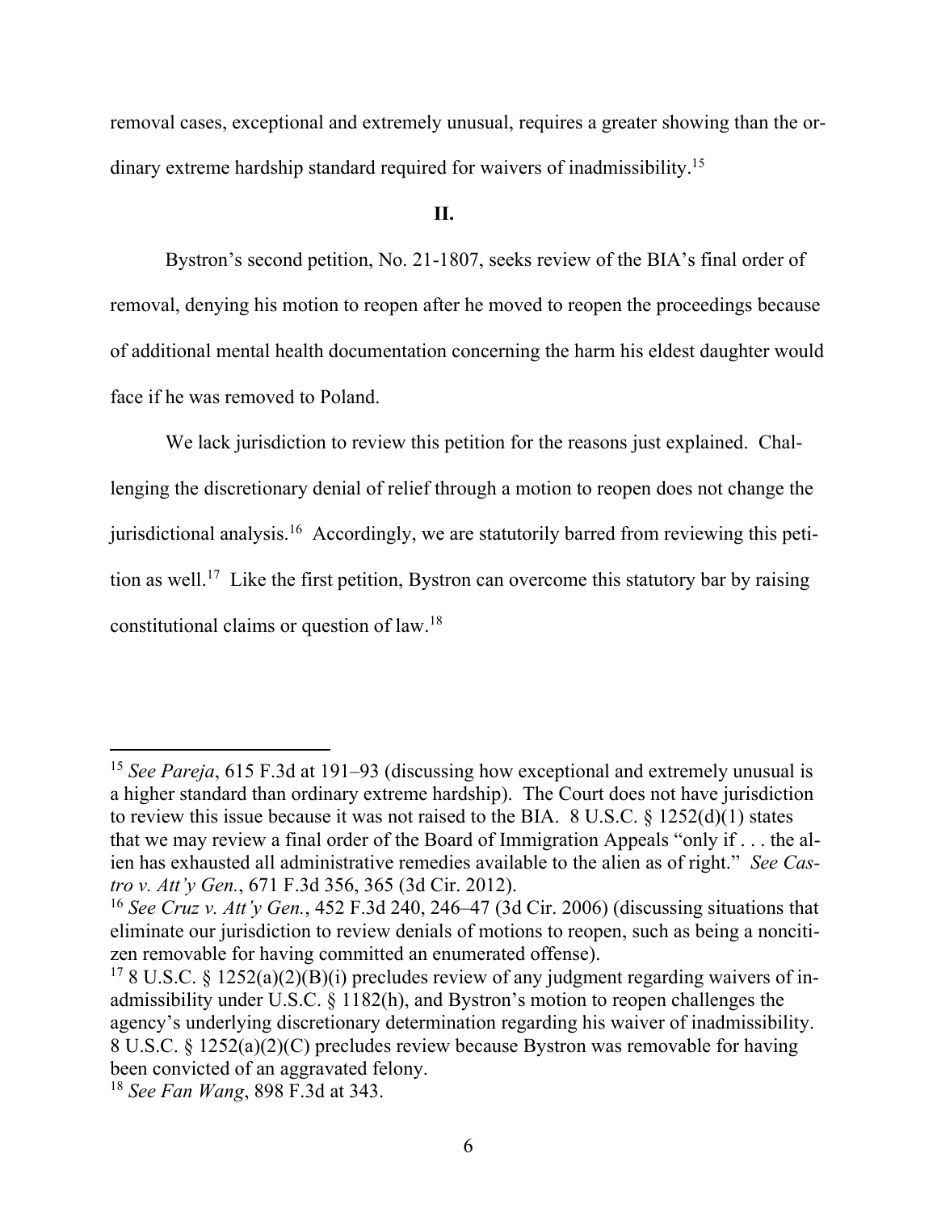removal cases, exceptional and extremely unusual, requires a greater showing than the ordinary extreme hardship standard required for waivers of inadmissibility.[15]

**II.**

Bystron's second petition, No. 21-1807, seeks review of the BIA's final order of removal, denying his motion to reopen after he moved to reopen the proceedings because of additional mental health documentation concerning the harm his eldest daughter would face if he was removed to Poland.

We lack jurisdiction to review this petition for the reasons just explained. Challenging the discretionary denial of relief through a motion to reopen does not change the jurisdictional analysis.[16] Accordingly, we are statutorily barred from reviewing this petition as well.[17] Like the first petition, Bystron can overcome this statutory bar by raising constitutional claims or question of law.[18]

---

[15] *See Pareja*, 615 F.3d at 191–93 (discussing how exceptional and extremely unusual is a higher standard than ordinary extreme hardship). The Court does not have jurisdiction to review this issue because it was not raised to the BIA. 8 U.S.C. § 1252(d)(1) states that we may review a final order of the Board of Immigration Appeals "only if . . . the alien has exhausted all administrative remedies available to the alien as of right." *See Castro v. Att'y Gen.*, 671 F.3d 356, 365 (3d Cir. 2012).

[16] *See Cruz v. Att'y Gen.*, 452 F.3d 240, 246–47 (3d Cir. 2006) (discussing situations that eliminate our jurisdiction to review denials of motions to reopen, such as being a noncitizen removable for having committed an enumerated offense).

[17] 8 U.S.C. § 1252(a)(2)(B)(i) precludes review of any judgment regarding waivers of inadmissibility under U.S.C. § 1182(h), and Bystron's motion to reopen challenges the agency's underlying discretionary determination regarding his waiver of inadmissibility. 8 U.S.C. § 1252(a)(2)(C) precludes review because Bystron was removable for having been convicted of an aggravated felony.

[18] *See Fan Wang*, 898 F.3d at 343.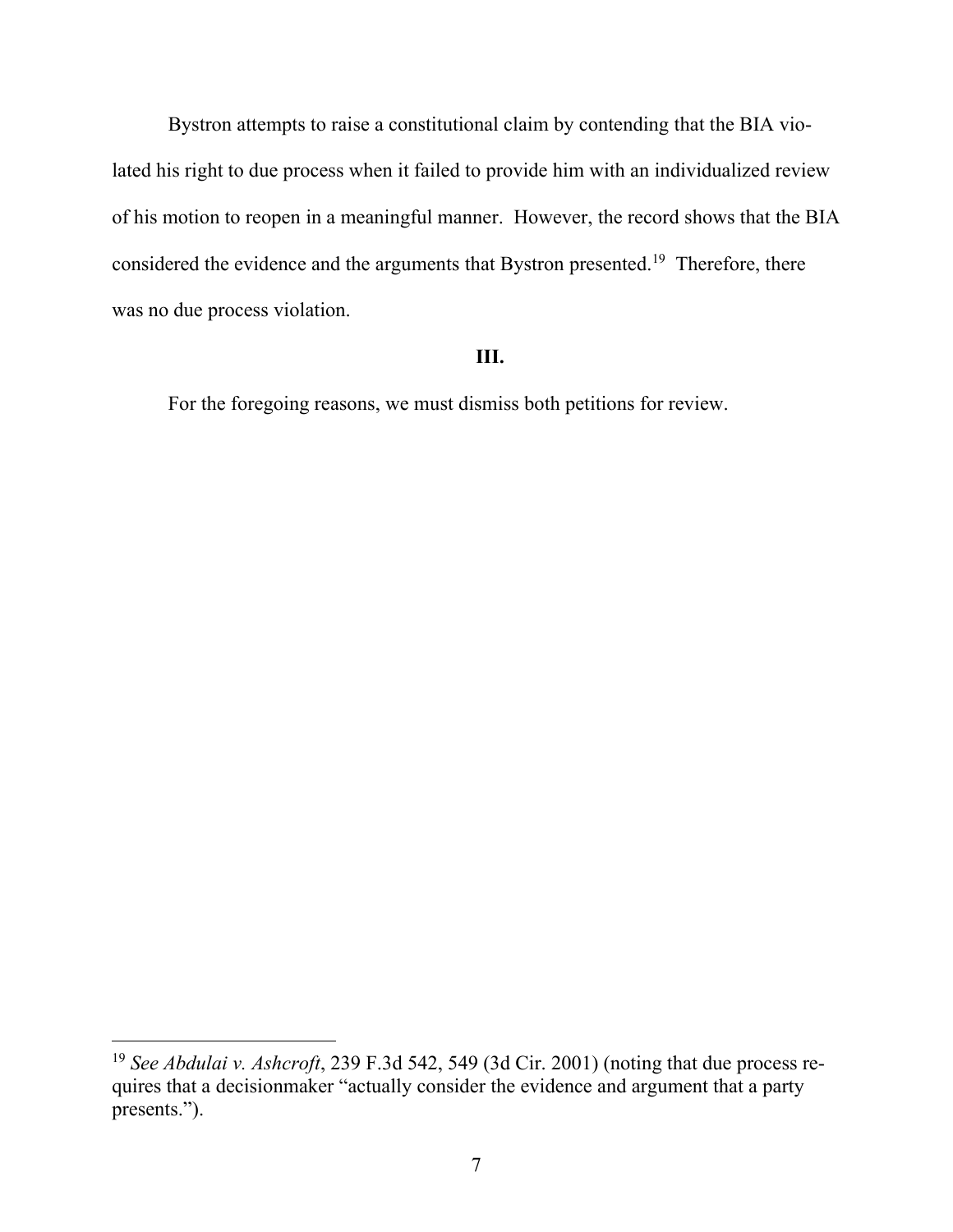Bystron attempts to raise a constitutional claim by contending that the BIA violated his right to due process when it failed to provide him with an individualized review of his motion to reopen in a meaningful manner. However, the record shows that the BIA considered the evidence and the arguments that Bystron presented.[19] Therefore, there was no due process violation.

## III.

For the foregoing reasons, we must dismiss both petitions for review.

---

[19] *See Abdulai v. Ashcroft*, 239 F.3d 542, 549 (3d Cir. 2001) (noting that due process requires that a decisionmaker "actually consider the evidence and argument that a party presents.").